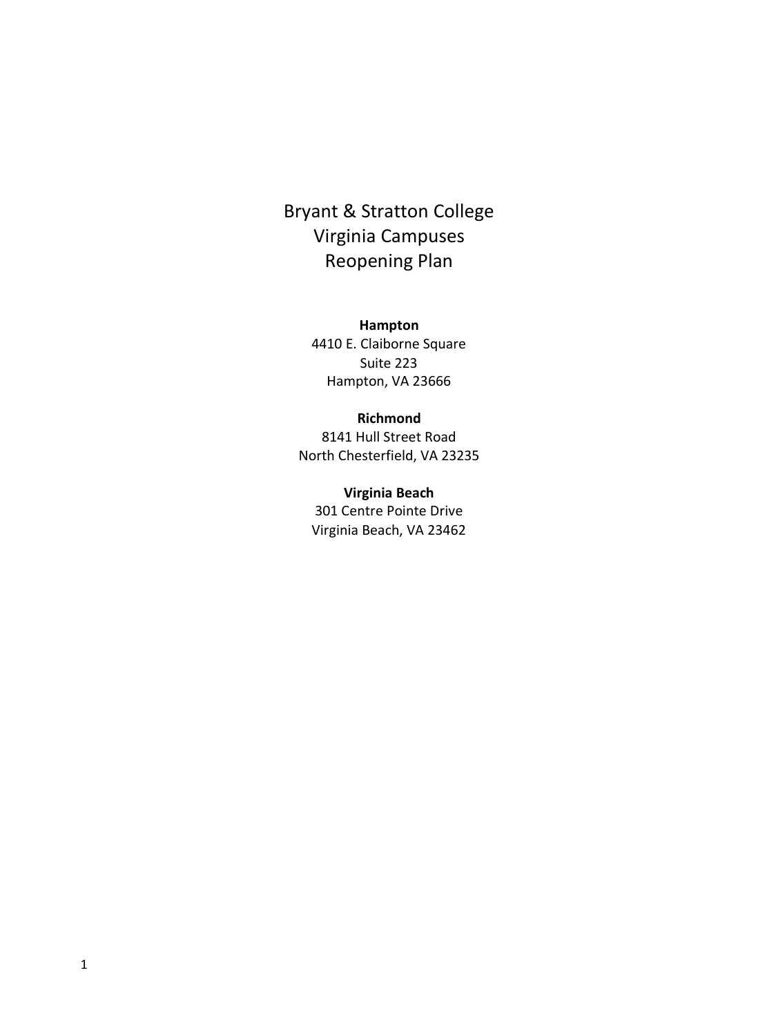# Bryant & Stratton College
# Virginia Campuses
# Reopening Plan

**Hampton**
4410 E. Claiborne Square
Suite 223
Hampton, VA 23666

**Richmond**
8141 Hull Street Road
North Chesterfield, VA 23235

**Virginia Beach**
301 Centre Pointe Drive
Virginia Beach, VA 23462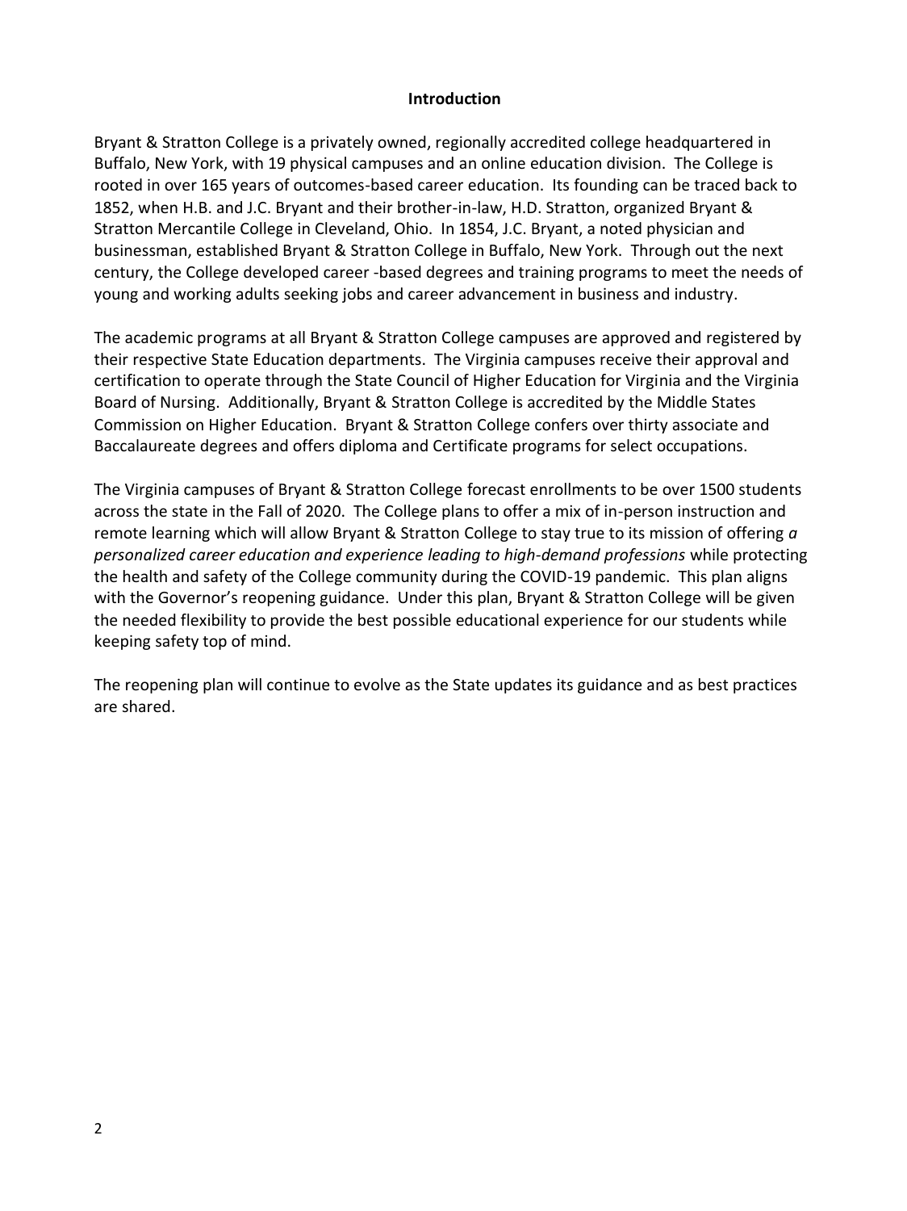## Introduction

Bryant & Stratton College is a privately owned, regionally accredited college headquartered in Buffalo, New York, with 19 physical campuses and an online education division. The College is rooted in over 165 years of outcomes-based career education. Its founding can be traced back to 1852, when H.B. and J.C. Bryant and their brother-in-law, H.D. Stratton, organized Bryant & Stratton Mercantile College in Cleveland, Ohio. In 1854, J.C. Bryant, a noted physician and businessman, established Bryant & Stratton College in Buffalo, New York. Through out the next century, the College developed career -based degrees and training programs to meet the needs of young and working adults seeking jobs and career advancement in business and industry.

The academic programs at all Bryant & Stratton College campuses are approved and registered by their respective State Education departments. The Virginia campuses receive their approval and certification to operate through the State Council of Higher Education for Virginia and the Virginia Board of Nursing. Additionally, Bryant & Stratton College is accredited by the Middle States Commission on Higher Education. Bryant & Stratton College confers over thirty associate and Baccalaureate degrees and offers diploma and Certificate programs for select occupations.

The Virginia campuses of Bryant & Stratton College forecast enrollments to be over 1500 students across the state in the Fall of 2020. The College plans to offer a mix of in-person instruction and remote learning which will allow Bryant & Stratton College to stay true to its mission of offering *a personalized career education and experience leading to high-demand professions* while protecting the health and safety of the College community during the COVID-19 pandemic. This plan aligns with the Governor's reopening guidance. Under this plan, Bryant & Stratton College will be given the needed flexibility to provide the best possible educational experience for our students while keeping safety top of mind.

The reopening plan will continue to evolve as the State updates its guidance and as best practices are shared.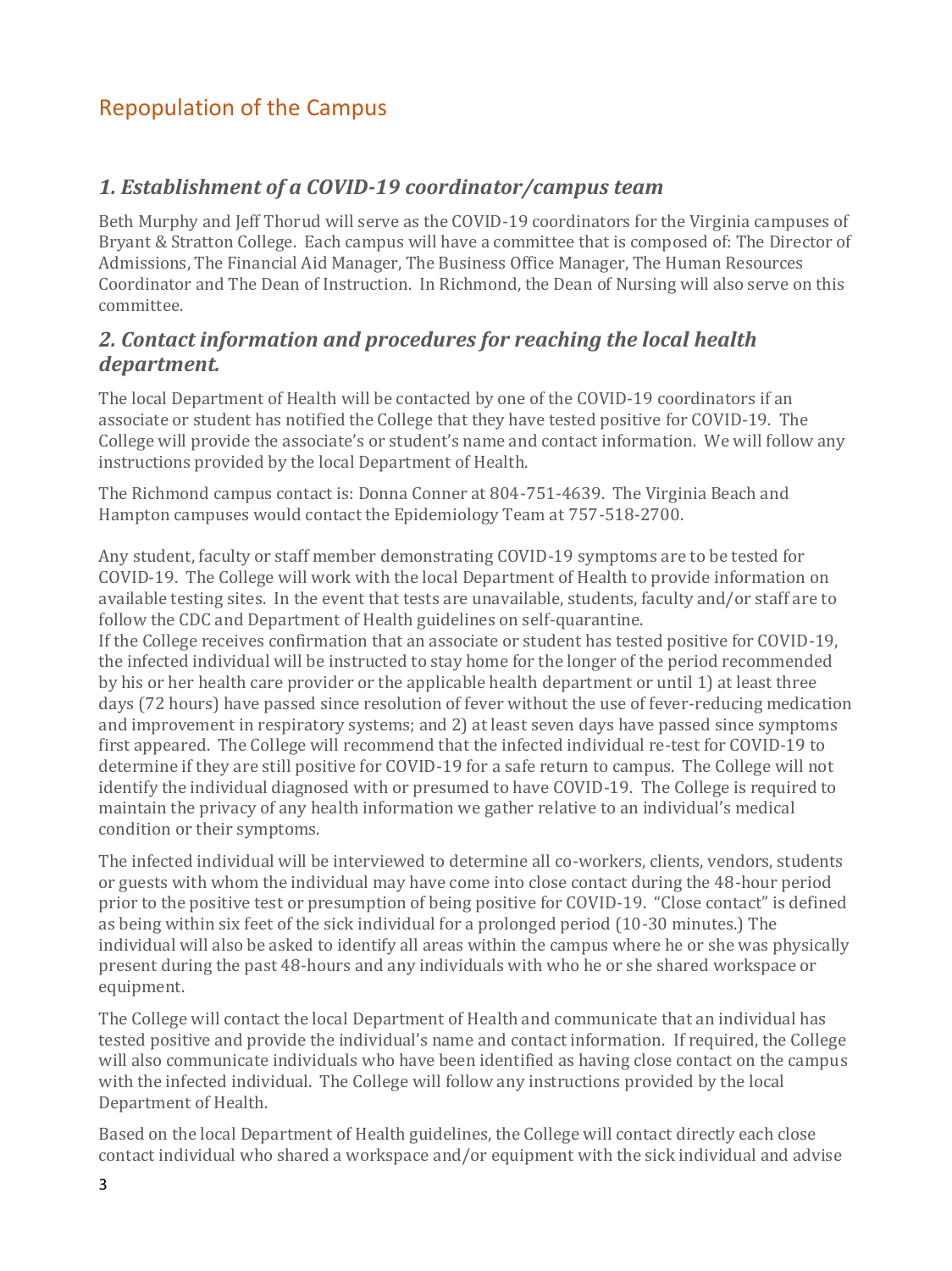## Repopulation of the Campus

### *1. Establishment of a COVID-19 coordinator/campus team*

Beth Murphy and Jeff Thorud will serve as the COVID-19 coordinators for the Virginia campuses of Bryant & Stratton College. Each campus will have a committee that is composed of: The Director of Admissions, The Financial Aid Manager, The Business Office Manager, The Human Resources Coordinator and The Dean of Instruction. In Richmond, the Dean of Nursing will also serve on this committee.

### *2. Contact information and procedures for reaching the local health department.*

The local Department of Health will be contacted by one of the COVID-19 coordinators if an associate or student has notified the College that they have tested positive for COVID-19. The College will provide the associate's or student's name and contact information. We will follow any instructions provided by the local Department of Health.

The Richmond campus contact is: Donna Conner at 804-751-4639. The Virginia Beach and Hampton campuses would contact the Epidemiology Team at 757-518-2700.

Any student, faculty or staff member demonstrating COVID-19 symptoms are to be tested for COVID-19. The College will work with the local Department of Health to provide information on available testing sites. In the event that tests are unavailable, students, faculty and/or staff are to follow the CDC and Department of Health guidelines on self-quarantine.
If the College receives confirmation that an associate or student has tested positive for COVID-19, the infected individual will be instructed to stay home for the longer of the period recommended by his or her health care provider or the applicable health department or until 1) at least three days (72 hours) have passed since resolution of fever without the use of fever-reducing medication and improvement in respiratory systems; and 2) at least seven days have passed since symptoms first appeared. The College will recommend that the infected individual re-test for COVID-19 to determine if they are still positive for COVID-19 for a safe return to campus. The College will not identify the individual diagnosed with or presumed to have COVID-19. The College is required to maintain the privacy of any health information we gather relative to an individual's medical condition or their symptoms.

The infected individual will be interviewed to determine all co-workers, clients, vendors, students or guests with whom the individual may have come into close contact during the 48-hour period prior to the positive test or presumption of being positive for COVID-19. "Close contact" is defined as being within six feet of the sick individual for a prolonged period (10-30 minutes.) The individual will also be asked to identify all areas within the campus where he or she was physically present during the past 48-hours and any individuals with who he or she shared workspace or equipment.

The College will contact the local Department of Health and communicate that an individual has tested positive and provide the individual's name and contact information. If required, the College will also communicate individuals who have been identified as having close contact on the campus with the infected individual. The College will follow any instructions provided by the local Department of Health.

Based on the local Department of Health guidelines, the College will contact directly each close contact individual who shared a workspace and/or equipment with the sick individual and advise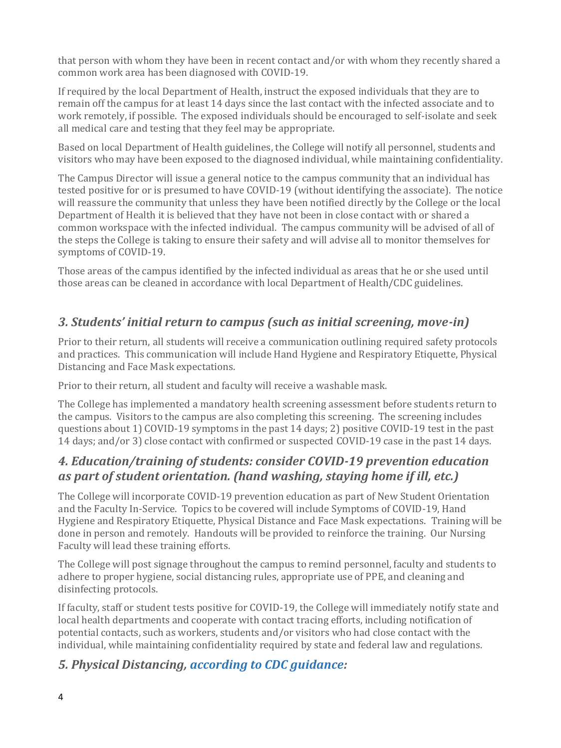that person with whom they have been in recent contact and/or with whom they recently shared a common work area has been diagnosed with COVID-19.

If required by the local Department of Health, instruct the exposed individuals that they are to remain off the campus for at least 14 days since the last contact with the infected associate and to work remotely, if possible. The exposed individuals should be encouraged to self-isolate and seek all medical care and testing that they feel may be appropriate.

Based on local Department of Health guidelines, the College will notify all personnel, students and visitors who may have been exposed to the diagnosed individual, while maintaining confidentiality.

The Campus Director will issue a general notice to the campus community that an individual has tested positive for or is presumed to have COVID-19 (without identifying the associate). The notice will reassure the community that unless they have been notified directly by the College or the local Department of Health it is believed that they have not been in close contact with or shared a common workspace with the infected individual. The campus community will be advised of all of the steps the College is taking to ensure their safety and will advise all to monitor themselves for symptoms of COVID-19.

Those areas of the campus identified by the infected individual as areas that he or she used until those areas can be cleaned in accordance with local Department of Health/CDC guidelines.

## *3. Students' initial return to campus (such as initial screening, move-in)*

Prior to their return, all students will receive a communication outlining required safety protocols and practices. This communication will include Hand Hygiene and Respiratory Etiquette, Physical Distancing and Face Mask expectations.

Prior to their return, all student and faculty will receive a washable mask.

The College has implemented a mandatory health screening assessment before students return to the campus. Visitors to the campus are also completing this screening. The screening includes questions about 1) COVID-19 symptoms in the past 14 days; 2) positive COVID-19 test in the past 14 days; and/or 3) close contact with confirmed or suspected COVID-19 case in the past 14 days.

## *4. Education/training of students: consider COVID-19 prevention education as part of student orientation. (hand washing, staying home if ill, etc.)*

The College will incorporate COVID-19 prevention education as part of New Student Orientation and the Faculty In-Service. Topics to be covered will include Symptoms of COVID-19, Hand Hygiene and Respiratory Etiquette, Physical Distance and Face Mask expectations. Training will be done in person and remotely. Handouts will be provided to reinforce the training. Our Nursing Faculty will lead these training efforts.

The College will post signage throughout the campus to remind personnel, faculty and students to adhere to proper hygiene, social distancing rules, appropriate use of PPE, and cleaning and disinfecting protocols.

If faculty, staff or student tests positive for COVID-19, the College will immediately notify state and local health departments and cooperate with contact tracing efforts, including notification of potential contacts, such as workers, students and/or visitors who had close contact with the individual, while maintaining confidentiality required by state and federal law and regulations.

## *5. Physical Distancing, according to CDC guidance:*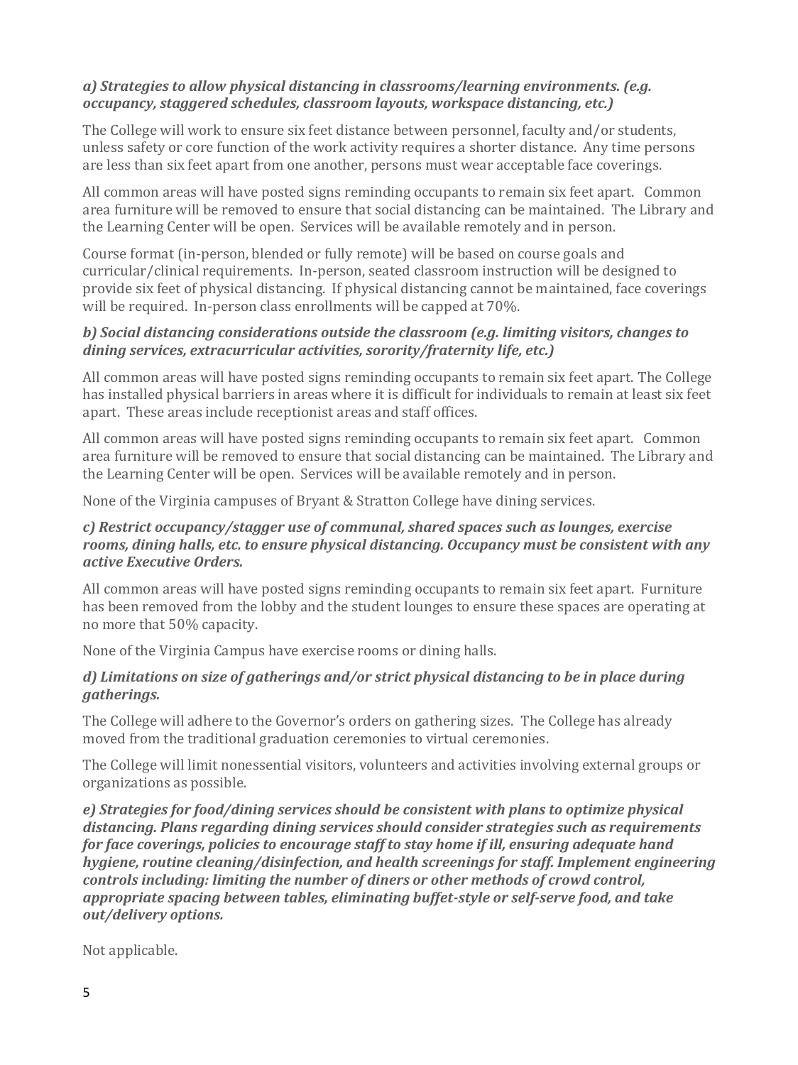***a) Strategies to allow physical distancing in classrooms/learning environments. (e.g. occupancy, staggered schedules, classroom layouts, workspace distancing, etc.)***

The College will work to ensure six feet distance between personnel, faculty and/or students, unless safety or core function of the work activity requires a shorter distance. Any time persons are less than six feet apart from one another, persons must wear acceptable face coverings.

All common areas will have posted signs reminding occupants to remain six feet apart. Common area furniture will be removed to ensure that social distancing can be maintained. The Library and the Learning Center will be open. Services will be available remotely and in person.

Course format (in-person, blended or fully remote) will be based on course goals and curricular/clinical requirements. In-person, seated classroom instruction will be designed to provide six feet of physical distancing. If physical distancing cannot be maintained, face coverings will be required. In-person class enrollments will be capped at 70%.

***b) Social distancing considerations outside the classroom (e.g. limiting visitors, changes to dining services, extracurricular activities, sorority/fraternity life, etc.)***

All common areas will have posted signs reminding occupants to remain six feet apart. The College has installed physical barriers in areas where it is difficult for individuals to remain at least six feet apart. These areas include receptionist areas and staff offices.

All common areas will have posted signs reminding occupants to remain six feet apart. Common area furniture will be removed to ensure that social distancing can be maintained. The Library and the Learning Center will be open. Services will be available remotely and in person.

None of the Virginia campuses of Bryant & Stratton College have dining services.

***c) Restrict occupancy/stagger use of communal, shared spaces such as lounges, exercise rooms, dining halls, etc. to ensure physical distancing. Occupancy must be consistent with any active Executive Orders.***

All common areas will have posted signs reminding occupants to remain six feet apart. Furniture has been removed from the lobby and the student lounges to ensure these spaces are operating at no more that 50% capacity.

None of the Virginia Campus have exercise rooms or dining halls.

***d) Limitations on size of gatherings and/or strict physical distancing to be in place during gatherings.***

The College will adhere to the Governor's orders on gathering sizes. The College has already moved from the traditional graduation ceremonies to virtual ceremonies.

The College will limit nonessential visitors, volunteers and activities involving external groups or organizations as possible.

***e) Strategies for food/dining services should be consistent with plans to optimize physical distancing. Plans regarding dining services should consider strategies such as requirements for face coverings, policies to encourage staff to stay home if ill, ensuring adequate hand hygiene, routine cleaning/disinfection, and health screenings for staff. Implement engineering controls including: limiting the number of diners or other methods of crowd control, appropriate spacing between tables, eliminating buffet-style or self-serve food, and take out/delivery options.***

Not applicable.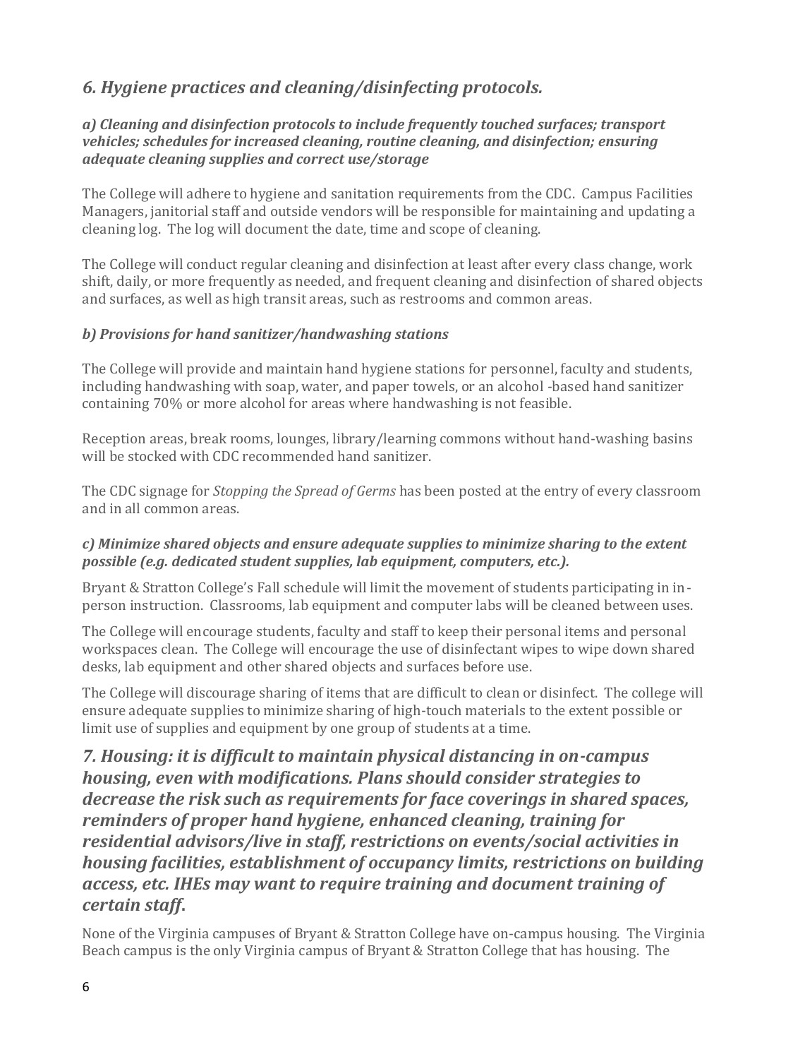## *6. Hygiene practices and cleaning/disinfecting protocols.*

### *a) Cleaning and disinfection protocols to include frequently touched surfaces; transport vehicles; schedules for increased cleaning, routine cleaning, and disinfection; ensuring adequate cleaning supplies and correct use/storage*

The College will adhere to hygiene and sanitation requirements from the CDC. Campus Facilities Managers, janitorial staff and outside vendors will be responsible for maintaining and updating a cleaning log. The log will document the date, time and scope of cleaning.

The College will conduct regular cleaning and disinfection at least after every class change, work shift, daily, or more frequently as needed, and frequent cleaning and disinfection of shared objects and surfaces, as well as high transit areas, such as restrooms and common areas.

### *b) Provisions for hand sanitizer/handwashing stations*

The College will provide and maintain hand hygiene stations for personnel, faculty and students, including handwashing with soap, water, and paper towels, or an alcohol -based hand sanitizer containing 70% or more alcohol for areas where handwashing is not feasible.

Reception areas, break rooms, lounges, library/learning commons without hand-washing basins will be stocked with CDC recommended hand sanitizer.

The CDC signage for *Stopping the Spread of Germs* has been posted at the entry of every classroom and in all common areas.

### *c) Minimize shared objects and ensure adequate supplies to minimize sharing to the extent possible (e.g. dedicated student supplies, lab equipment, computers, etc.).*

Bryant & Stratton College's Fall schedule will limit the movement of students participating in in-person instruction. Classrooms, lab equipment and computer labs will be cleaned between uses.

The College will encourage students, faculty and staff to keep their personal items and personal workspaces clean. The College will encourage the use of disinfectant wipes to wipe down shared desks, lab equipment and other shared objects and surfaces before use.

The College will discourage sharing of items that are difficult to clean or disinfect. The college will ensure adequate supplies to minimize sharing of high-touch materials to the extent possible or limit use of supplies and equipment by one group of students at a time.

## *7. Housing: it is difficult to maintain physical distancing in on-campus housing, even with modifications. Plans should consider strategies to decrease the risk such as requirements for face coverings in shared spaces, reminders of proper hand hygiene, enhanced cleaning, training for residential advisors/live in staff, restrictions on events/social activities in housing facilities, establishment of occupancy limits, restrictions on building access, etc. IHEs may want to require training and document training of certain staff.*

None of the Virginia campuses of Bryant & Stratton College have on-campus housing. The Virginia Beach campus is the only Virginia campus of Bryant & Stratton College that has housing. The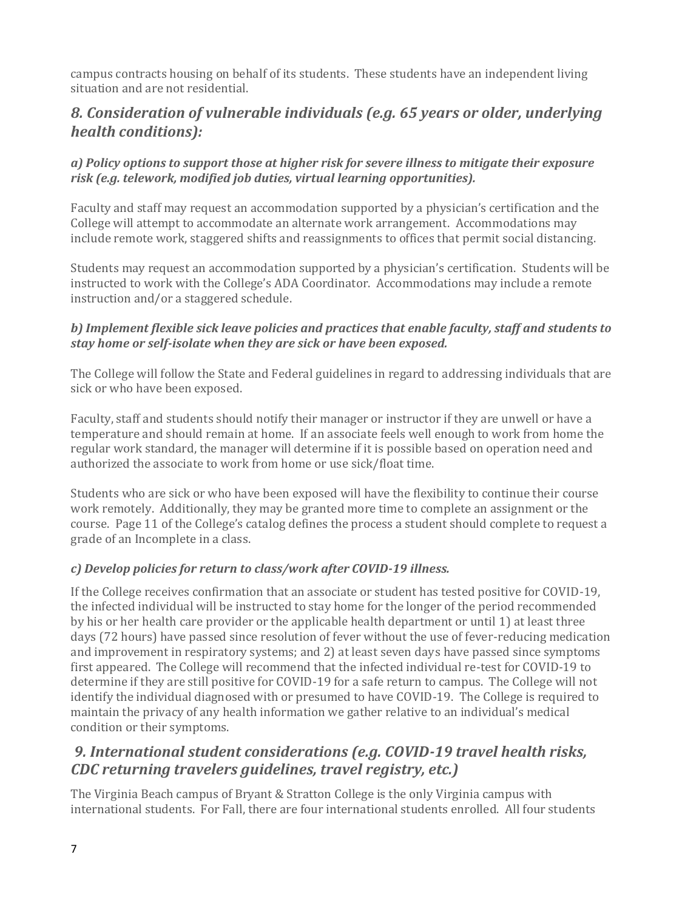campus contracts housing on behalf of its students. These students have an independent living situation and are not residential.

## *8. Consideration of vulnerable individuals (e.g. 65 years or older, underlying health conditions):*

### *a) Policy options to support those at higher risk for severe illness to mitigate their exposure risk (e.g. telework, modified job duties, virtual learning opportunities).*

Faculty and staff may request an accommodation supported by a physician's certification and the College will attempt to accommodate an alternate work arrangement. Accommodations may include remote work, staggered shifts and reassignments to offices that permit social distancing.

Students may request an accommodation supported by a physician's certification. Students will be instructed to work with the College's ADA Coordinator. Accommodations may include a remote instruction and/or a staggered schedule.

### *b) Implement flexible sick leave policies and practices that enable faculty, staff and students to stay home or self-isolate when they are sick or have been exposed.*

The College will follow the State and Federal guidelines in regard to addressing individuals that are sick or who have been exposed.

Faculty, staff and students should notify their manager or instructor if they are unwell or have a temperature and should remain at home. If an associate feels well enough to work from home the regular work standard, the manager will determine if it is possible based on operation need and authorized the associate to work from home or use sick/float time.

Students who are sick or who have been exposed will have the flexibility to continue their course work remotely. Additionally, they may be granted more time to complete an assignment or the course. Page 11 of the College's catalog defines the process a student should complete to request a grade of an Incomplete in a class.

### *c) Develop policies for return to class/work after COVID-19 illness.*

If the College receives confirmation that an associate or student has tested positive for COVID-19, the infected individual will be instructed to stay home for the longer of the period recommended by his or her health care provider or the applicable health department or until 1) at least three days (72 hours) have passed since resolution of fever without the use of fever-reducing medication and improvement in respiratory systems; and 2) at least seven days have passed since symptoms first appeared. The College will recommend that the infected individual re-test for COVID-19 to determine if they are still positive for COVID-19 for a safe return to campus. The College will not identify the individual diagnosed with or presumed to have COVID-19. The College is required to maintain the privacy of any health information we gather relative to an individual's medical condition or their symptoms.

## *9. International student considerations (e.g. COVID-19 travel health risks, CDC returning travelers guidelines, travel registry, etc.)*

The Virginia Beach campus of Bryant & Stratton College is the only Virginia campus with international students. For Fall, there are four international students enrolled. All four students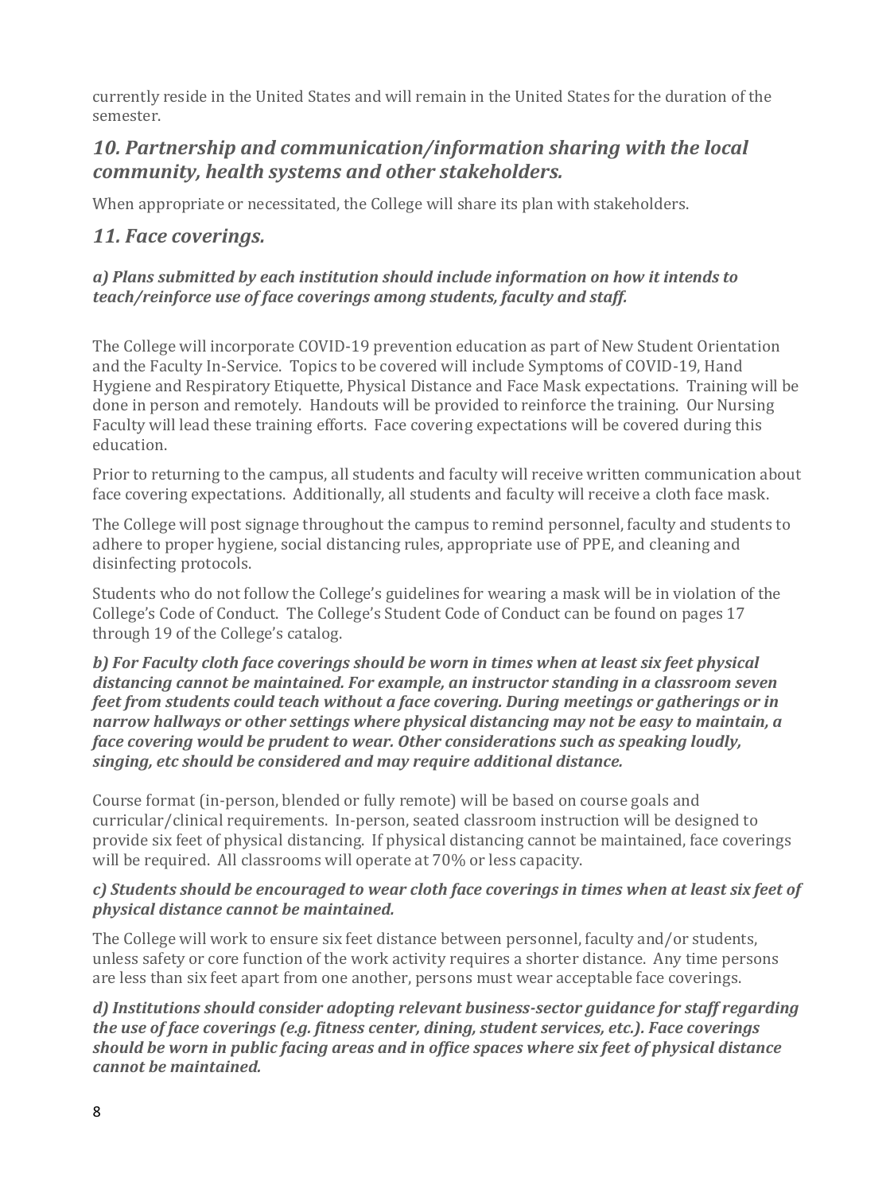currently reside in the United States and will remain in the United States for the duration of the semester.

## *10. Partnership and communication/information sharing with the local community, health systems and other stakeholders.*

When appropriate or necessitated, the College will share its plan with stakeholders.

## *11. Face coverings.*

***a) Plans submitted by each institution should include information on how it intends to teach/reinforce use of face coverings among students, faculty and staff.***

The College will incorporate COVID-19 prevention education as part of New Student Orientation and the Faculty In-Service. Topics to be covered will include Symptoms of COVID-19, Hand Hygiene and Respiratory Etiquette, Physical Distance and Face Mask expectations. Training will be done in person and remotely. Handouts will be provided to reinforce the training. Our Nursing Faculty will lead these training efforts. Face covering expectations will be covered during this education.

Prior to returning to the campus, all students and faculty will receive written communication about face covering expectations. Additionally, all students and faculty will receive a cloth face mask.

The College will post signage throughout the campus to remind personnel, faculty and students to adhere to proper hygiene, social distancing rules, appropriate use of PPE, and cleaning and disinfecting protocols.

Students who do not follow the College's guidelines for wearing a mask will be in violation of the College's Code of Conduct. The College's Student Code of Conduct can be found on pages 17 through 19 of the College's catalog.

***b) For Faculty cloth face coverings should be worn in times when at least six feet physical distancing cannot be maintained. For example, an instructor standing in a classroom seven feet from students could teach without a face covering. During meetings or gatherings or in narrow hallways or other settings where physical distancing may not be easy to maintain, a face covering would be prudent to wear. Other considerations such as speaking loudly, singing, etc should be considered and may require additional distance.***

Course format (in-person, blended or fully remote) will be based on course goals and curricular/clinical requirements. In-person, seated classroom instruction will be designed to provide six feet of physical distancing. If physical distancing cannot be maintained, face coverings will be required. All classrooms will operate at 70% or less capacity.

***c) Students should be encouraged to wear cloth face coverings in times when at least six feet of physical distance cannot be maintained.***

The College will work to ensure six feet distance between personnel, faculty and/or students, unless safety or core function of the work activity requires a shorter distance. Any time persons are less than six feet apart from one another, persons must wear acceptable face coverings.

***d) Institutions should consider adopting relevant business-sector guidance for staff regarding the use of face coverings (e.g. fitness center, dining, student services, etc.). Face coverings should be worn in public facing areas and in office spaces where six feet of physical distance cannot be maintained.***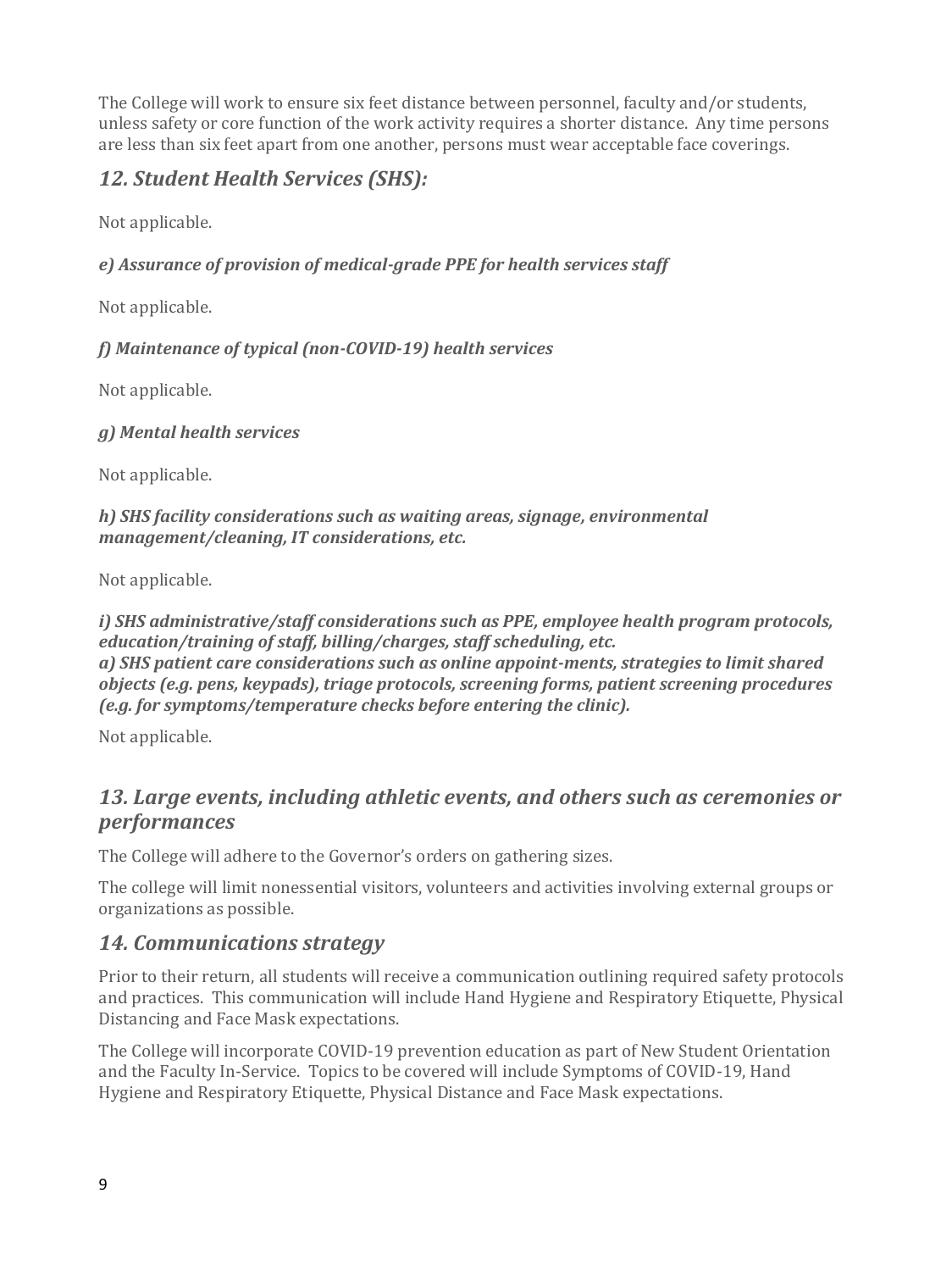The College will work to ensure six feet distance between personnel, faculty and/or students, unless safety or core function of the work activity requires a shorter distance. Any time persons are less than six feet apart from one another, persons must wear acceptable face coverings.

## *12. Student Health Services (SHS):*

Not applicable.

***e) Assurance of provision of medical-grade PPE for health services staff***

Not applicable.

***f) Maintenance of typical (non-COVID-19) health services***

Not applicable.

***g) Mental health services***

Not applicable.

***h) SHS facility considerations such as waiting areas, signage, environmental management/cleaning, IT considerations, etc.***

Not applicable.

***i) SHS administrative/staff considerations such as PPE, employee health program protocols, education/training of staff, billing/charges, staff scheduling, etc.***
***a) SHS patient care considerations such as online appoint-ments, strategies to limit shared objects (e.g. pens, keypads), triage protocols, screening forms, patient screening procedures (e.g. for symptoms/temperature checks before entering the clinic).***

Not applicable.

## *13. Large events, including athletic events, and others such as ceremonies or performances*

The College will adhere to the Governor's orders on gathering sizes.

The college will limit nonessential visitors, volunteers and activities involving external groups or organizations as possible.

## *14. Communications strategy*

Prior to their return, all students will receive a communication outlining required safety protocols and practices. This communication will include Hand Hygiene and Respiratory Etiquette, Physical Distancing and Face Mask expectations.

The College will incorporate COVID-19 prevention education as part of New Student Orientation and the Faculty In-Service. Topics to be covered will include Symptoms of COVID-19, Hand Hygiene and Respiratory Etiquette, Physical Distance and Face Mask expectations.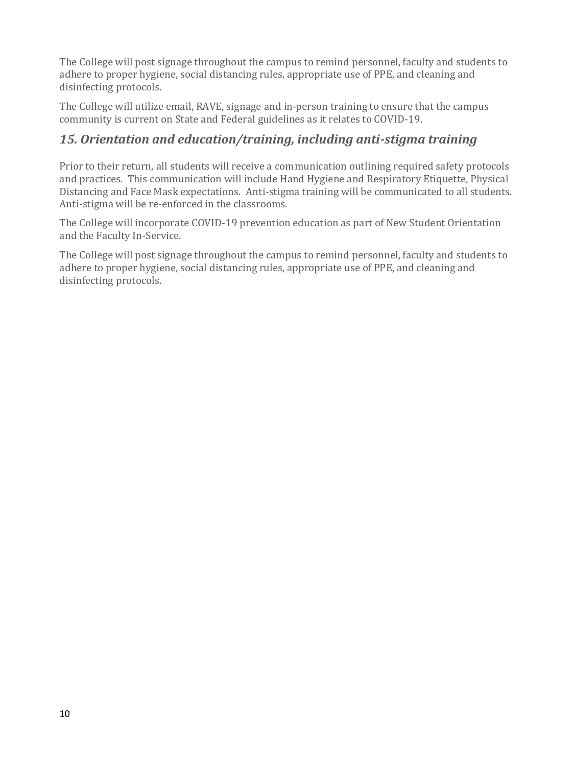The College will post signage throughout the campus to remind personnel, faculty and students to adhere to proper hygiene, social distancing rules, appropriate use of PPE, and cleaning and disinfecting protocols.

The College will utilize email, RAVE, signage and in-person training to ensure that the campus community is current on State and Federal guidelines as it relates to COVID-19.

## *15. Orientation and education/training, including anti-stigma training*

Prior to their return, all students will receive a communication outlining required safety protocols and practices. This communication will include Hand Hygiene and Respiratory Etiquette, Physical Distancing and Face Mask expectations. Anti-stigma training will be communicated to all students. Anti-stigma will be re-enforced in the classrooms.

The College will incorporate COVID-19 prevention education as part of New Student Orientation and the Faculty In-Service.

The College will post signage throughout the campus to remind personnel, faculty and students to adhere to proper hygiene, social distancing rules, appropriate use of PPE, and cleaning and disinfecting protocols.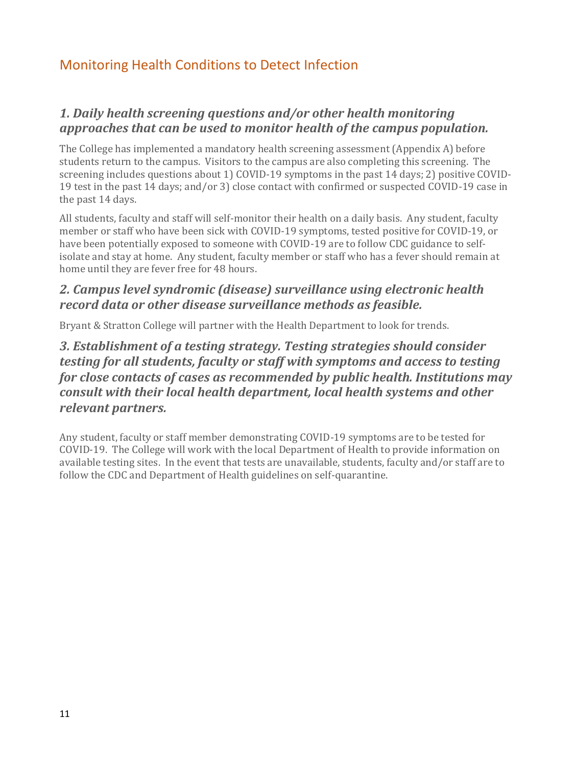## Monitoring Health Conditions to Detect Infection

### *1. Daily health screening questions and/or other health monitoring approaches that can be used to monitor health of the campus population.*

The College has implemented a mandatory health screening assessment (Appendix A) before students return to the campus. Visitors to the campus are also completing this screening. The screening includes questions about 1) COVID-19 symptoms in the past 14 days; 2) positive COVID-19 test in the past 14 days; and/or 3) close contact with confirmed or suspected COVID-19 case in the past 14 days.

All students, faculty and staff will self-monitor their health on a daily basis. Any student, faculty member or staff who have been sick with COVID-19 symptoms, tested positive for COVID-19, or have been potentially exposed to someone with COVID-19 are to follow CDC guidance to self-isolate and stay at home. Any student, faculty member or staff who has a fever should remain at home until they are fever free for 48 hours.

### *2. Campus level syndromic (disease) surveillance using electronic health record data or other disease surveillance methods as feasible.*

Bryant & Stratton College will partner with the Health Department to look for trends.

### *3. Establishment of a testing strategy. Testing strategies should consider testing for all students, faculty or staff with symptoms and access to testing for close contacts of cases as recommended by public health. Institutions may consult with their local health department, local health systems and other relevant partners.*

Any student, faculty or staff member demonstrating COVID-19 symptoms are to be tested for COVID-19. The College will work with the local Department of Health to provide information on available testing sites. In the event that tests are unavailable, students, faculty and/or staff are to follow the CDC and Department of Health guidelines on self-quarantine.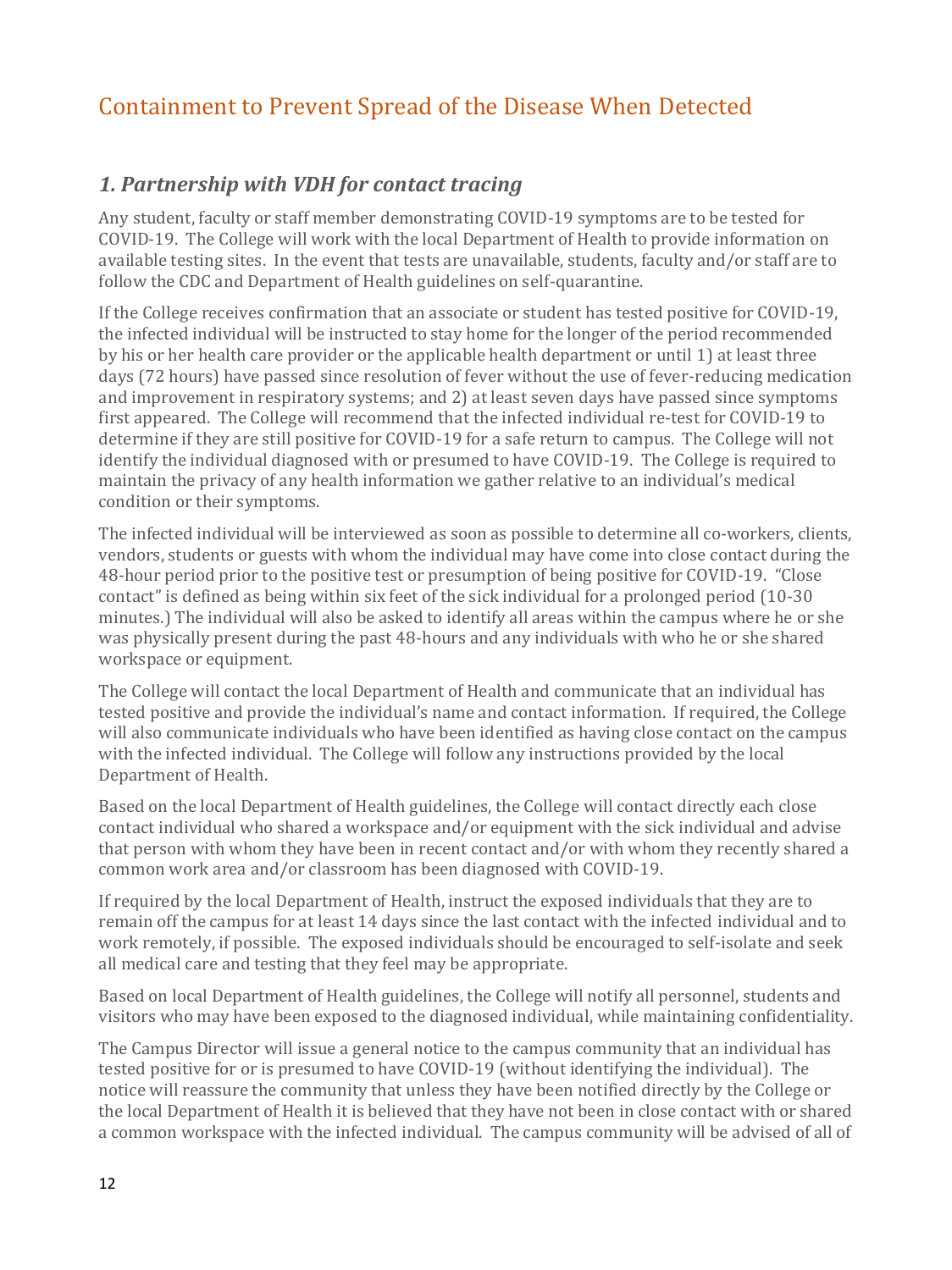## Containment to Prevent Spread of the Disease When Detected

### *1. Partnership with VDH for contact tracing*

Any student, faculty or staff member demonstrating COVID-19 symptoms are to be tested for COVID-19. The College will work with the local Department of Health to provide information on available testing sites. In the event that tests are unavailable, students, faculty and/or staff are to follow the CDC and Department of Health guidelines on self-quarantine.

If the College receives confirmation that an associate or student has tested positive for COVID-19, the infected individual will be instructed to stay home for the longer of the period recommended by his or her health care provider or the applicable health department or until 1) at least three days (72 hours) have passed since resolution of fever without the use of fever-reducing medication and improvement in respiratory systems; and 2) at least seven days have passed since symptoms first appeared. The College will recommend that the infected individual re-test for COVID-19 to determine if they are still positive for COVID-19 for a safe return to campus. The College will not identify the individual diagnosed with or presumed to have COVID-19. The College is required to maintain the privacy of any health information we gather relative to an individual's medical condition or their symptoms.

The infected individual will be interviewed as soon as possible to determine all co-workers, clients, vendors, students or guests with whom the individual may have come into close contact during the 48-hour period prior to the positive test or presumption of being positive for COVID-19. "Close contact" is defined as being within six feet of the sick individual for a prolonged period (10-30 minutes.) The individual will also be asked to identify all areas within the campus where he or she was physically present during the past 48-hours and any individuals with who he or she shared workspace or equipment.

The College will contact the local Department of Health and communicate that an individual has tested positive and provide the individual's name and contact information. If required, the College will also communicate individuals who have been identified as having close contact on the campus with the infected individual. The College will follow any instructions provided by the local Department of Health.

Based on the local Department of Health guidelines, the College will contact directly each close contact individual who shared a workspace and/or equipment with the sick individual and advise that person with whom they have been in recent contact and/or with whom they recently shared a common work area and/or classroom has been diagnosed with COVID-19.

If required by the local Department of Health, instruct the exposed individuals that they are to remain off the campus for at least 14 days since the last contact with the infected individual and to work remotely, if possible. The exposed individuals should be encouraged to self-isolate and seek all medical care and testing that they feel may be appropriate.

Based on local Department of Health guidelines, the College will notify all personnel, students and visitors who may have been exposed to the diagnosed individual, while maintaining confidentiality.

The Campus Director will issue a general notice to the campus community that an individual has tested positive for or is presumed to have COVID-19 (without identifying the individual). The notice will reassure the community that unless they have been notified directly by the College or the local Department of Health it is believed that they have not been in close contact with or shared a common workspace with the infected individual. The campus community will be advised of all of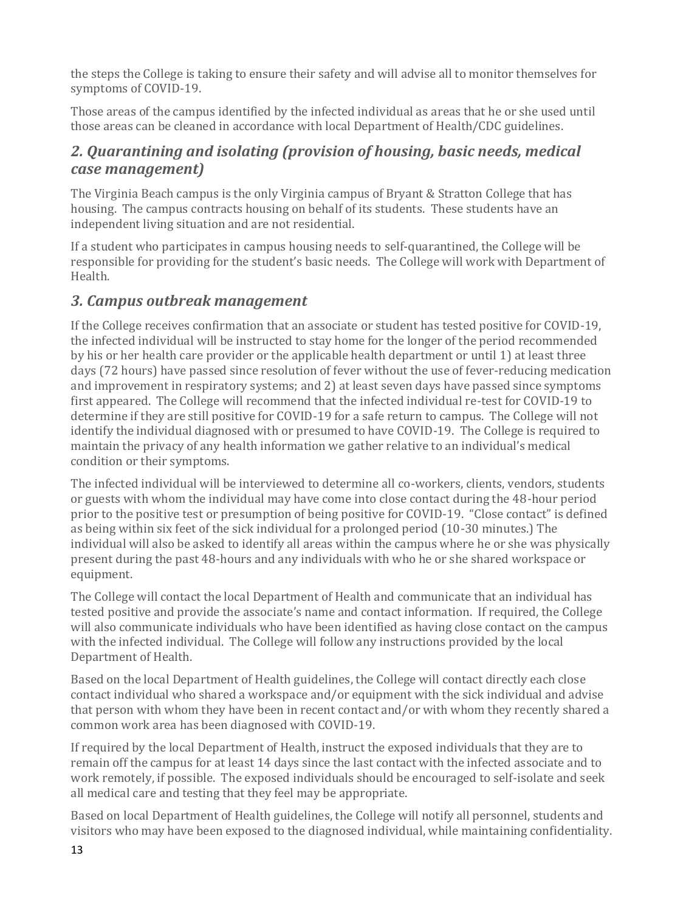the steps the College is taking to ensure their safety and will advise all to monitor themselves for symptoms of COVID-19.

Those areas of the campus identified by the infected individual as areas that he or she used until those areas can be cleaned in accordance with local Department of Health/CDC guidelines.

## *2. Quarantining and isolating (provision of housing, basic needs, medical case management)*

The Virginia Beach campus is the only Virginia campus of Bryant & Stratton College that has housing. The campus contracts housing on behalf of its students. These students have an independent living situation and are not residential.

If a student who participates in campus housing needs to self-quarantined, the College will be responsible for providing for the student's basic needs. The College will work with Department of Health.

## *3. Campus outbreak management*

If the College receives confirmation that an associate or student has tested positive for COVID-19, the infected individual will be instructed to stay home for the longer of the period recommended by his or her health care provider or the applicable health department or until 1) at least three days (72 hours) have passed since resolution of fever without the use of fever-reducing medication and improvement in respiratory systems; and 2) at least seven days have passed since symptoms first appeared. The College will recommend that the infected individual re-test for COVID-19 to determine if they are still positive for COVID-19 for a safe return to campus. The College will not identify the individual diagnosed with or presumed to have COVID-19. The College is required to maintain the privacy of any health information we gather relative to an individual's medical condition or their symptoms.

The infected individual will be interviewed to determine all co-workers, clients, vendors, students or guests with whom the individual may have come into close contact during the 48-hour period prior to the positive test or presumption of being positive for COVID-19. "Close contact" is defined as being within six feet of the sick individual for a prolonged period (10-30 minutes.) The individual will also be asked to identify all areas within the campus where he or she was physically present during the past 48-hours and any individuals with who he or she shared workspace or equipment.

The College will contact the local Department of Health and communicate that an individual has tested positive and provide the associate's name and contact information. If required, the College will also communicate individuals who have been identified as having close contact on the campus with the infected individual. The College will follow any instructions provided by the local Department of Health.

Based on the local Department of Health guidelines, the College will contact directly each close contact individual who shared a workspace and/or equipment with the sick individual and advise that person with whom they have been in recent contact and/or with whom they recently shared a common work area has been diagnosed with COVID-19.

If required by the local Department of Health, instruct the exposed individuals that they are to remain off the campus for at least 14 days since the last contact with the infected associate and to work remotely, if possible. The exposed individuals should be encouraged to self-isolate and seek all medical care and testing that they feel may be appropriate.

Based on local Department of Health guidelines, the College will notify all personnel, students and visitors who may have been exposed to the diagnosed individual, while maintaining confidentiality.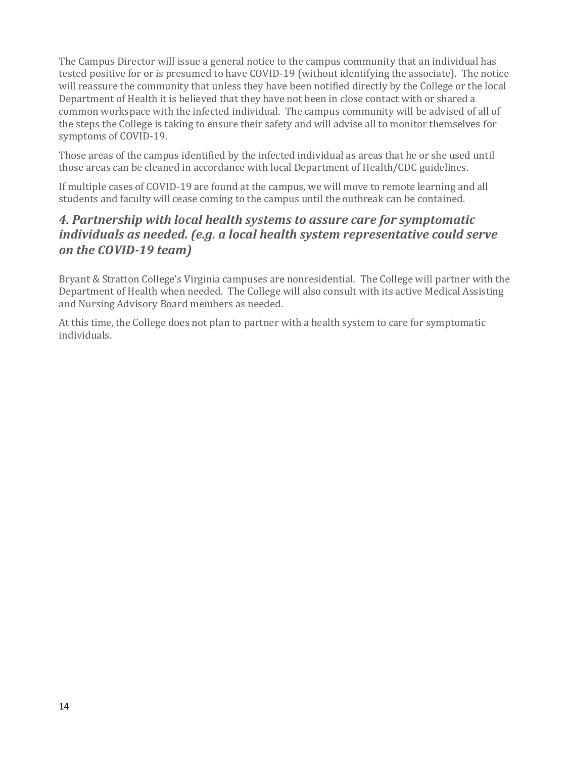The Campus Director will issue a general notice to the campus community that an individual has tested positive for or is presumed to have COVID-19 (without identifying the associate). The notice will reassure the community that unless they have been notified directly by the College or the local Department of Health it is believed that they have not been in close contact with or shared a common workspace with the infected individual. The campus community will be advised of all of the steps the College is taking to ensure their safety and will advise all to monitor themselves for symptoms of COVID-19.

Those areas of the campus identified by the infected individual as areas that he or she used until those areas can be cleaned in accordance with local Department of Health/CDC guidelines.

If multiple cases of COVID-19 are found at the campus, we will move to remote learning and all students and faculty will cease coming to the campus until the outbreak can be contained.

## *4. Partnership with local health systems to assure care for symptomatic individuals as needed. (e.g. a local health system representative could serve on the COVID-19 team)*

Bryant & Stratton College's Virginia campuses are nonresidential. The College will partner with the Department of Health when needed. The College will also consult with its active Medical Assisting and Nursing Advisory Board members as needed.

At this time, the College does not plan to partner with a health system to care for symptomatic individuals.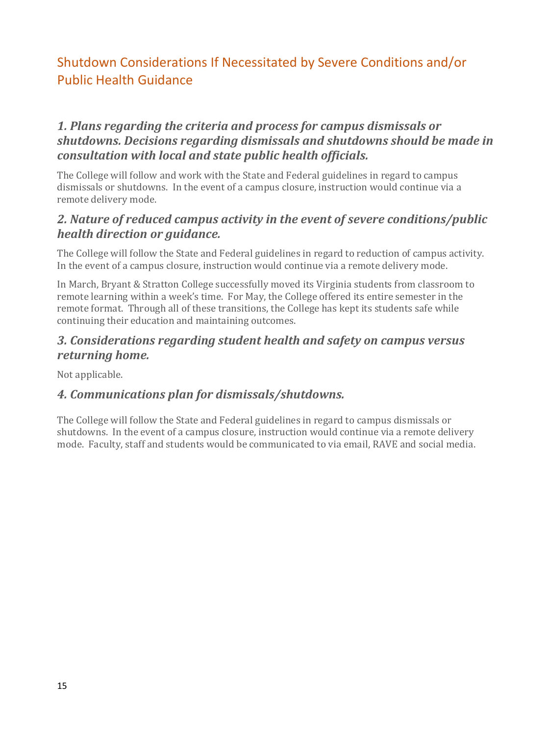## Shutdown Considerations If Necessitated by Severe Conditions and/or Public Health Guidance

### *1. Plans regarding the criteria and process for campus dismissals or shutdowns. Decisions regarding dismissals and shutdowns should be made in consultation with local and state public health officials.*

The College will follow and work with the State and Federal guidelines in regard to campus dismissals or shutdowns. In the event of a campus closure, instruction would continue via a remote delivery mode.

### *2. Nature of reduced campus activity in the event of severe conditions/public health direction or guidance.*

The College will follow the State and Federal guidelines in regard to reduction of campus activity. In the event of a campus closure, instruction would continue via a remote delivery mode.

In March, Bryant & Stratton College successfully moved its Virginia students from classroom to remote learning within a week's time. For May, the College offered its entire semester in the remote format. Through all of these transitions, the College has kept its students safe while continuing their education and maintaining outcomes.

### *3. Considerations regarding student health and safety on campus versus returning home.*

Not applicable.

### *4. Communications plan for dismissals/shutdowns.*

The College will follow the State and Federal guidelines in regard to campus dismissals or shutdowns. In the event of a campus closure, instruction would continue via a remote delivery mode. Faculty, staff and students would be communicated to via email, RAVE and social media.